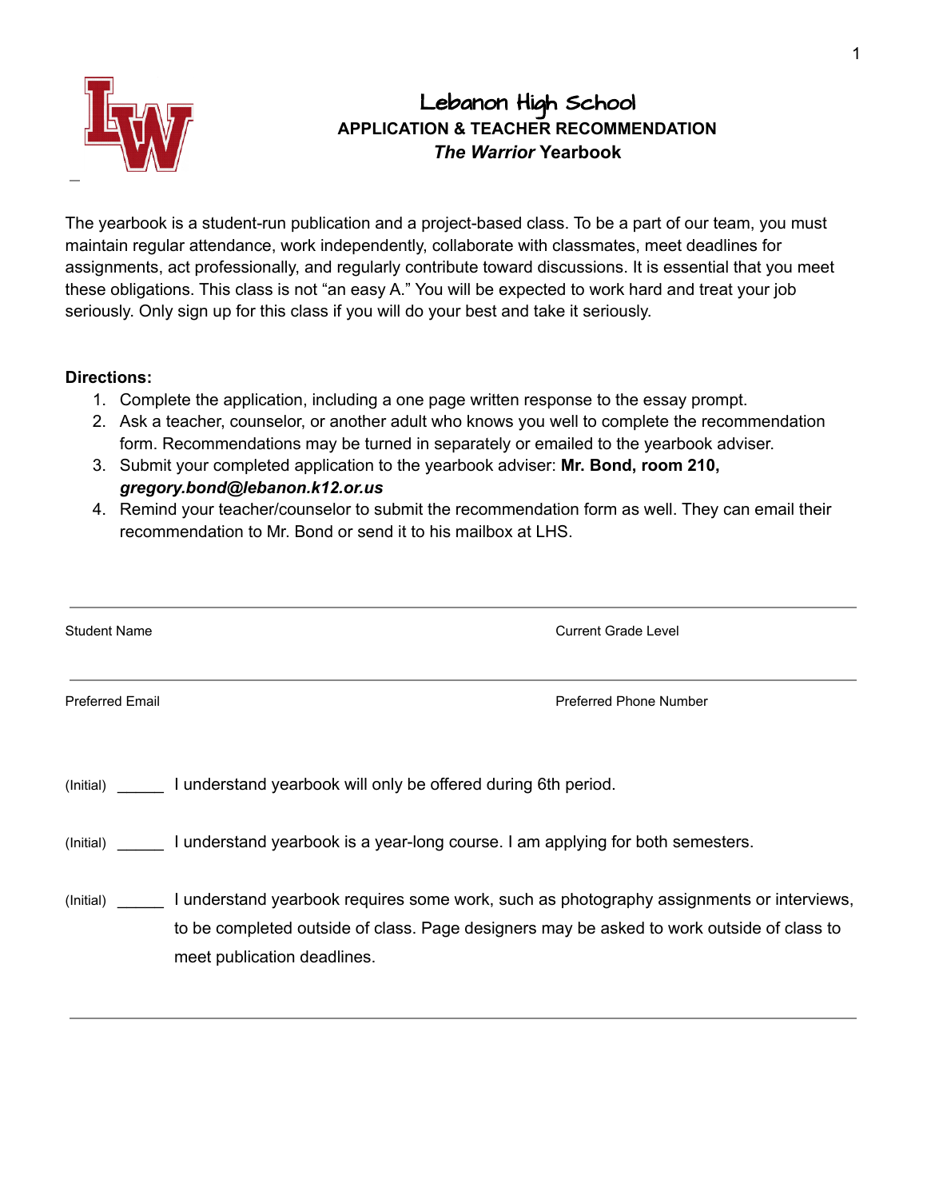# Lebanon High School

## APPLICATION & TEACHER RECOMMENDATION

## *The Warrior* Yearbook

The yearbook is a student-run publication and a project-based class. To be a part of our team, you must maintain regular attendance, work independently, collaborate with classmates, meet deadlines for assignments, act professionally, and regularly contribute toward discussions. It is essential that you meet these obligations. This class is not "an easy A." You will be expected to work hard and treat your job seriously. Only sign up for this class if you will do your best and take it seriously.

**Directions:**

1. Complete the application, including a one page written response to the essay prompt.
2. Ask a teacher, counselor, or another adult who knows you well to complete the recommendation form. Recommendations may be turned in separately or emailed to the yearbook adviser.
3. Submit your completed application to the yearbook adviser: **Mr. Bond, room 210, *gregory.bond@lebanon.k12.or.us***
4. Remind your teacher/counselor to submit the recommendation form as well. They can email their recommendation to Mr. Bond or send it to his mailbox at LHS.

---

Student Name &emsp;&emsp;&emsp;&emsp;&emsp;&emsp;&emsp;&emsp;&emsp;&emsp;&emsp;&emsp; Current Grade Level

---

Preferred Email &emsp;&emsp;&emsp;&emsp;&emsp;&emsp;&emsp;&emsp;&emsp;&emsp;&emsp; Preferred Phone Number

(Initial) ______ I understand yearbook will only be offered during 6th period.

(Initial) ______ I understand yearbook is a year-long course. I am applying for both semesters.

(Initial) ______ I understand yearbook requires some work, such as photography assignments or interviews, to be completed outside of class. Page designers may be asked to work outside of class to meet publication deadlines.

---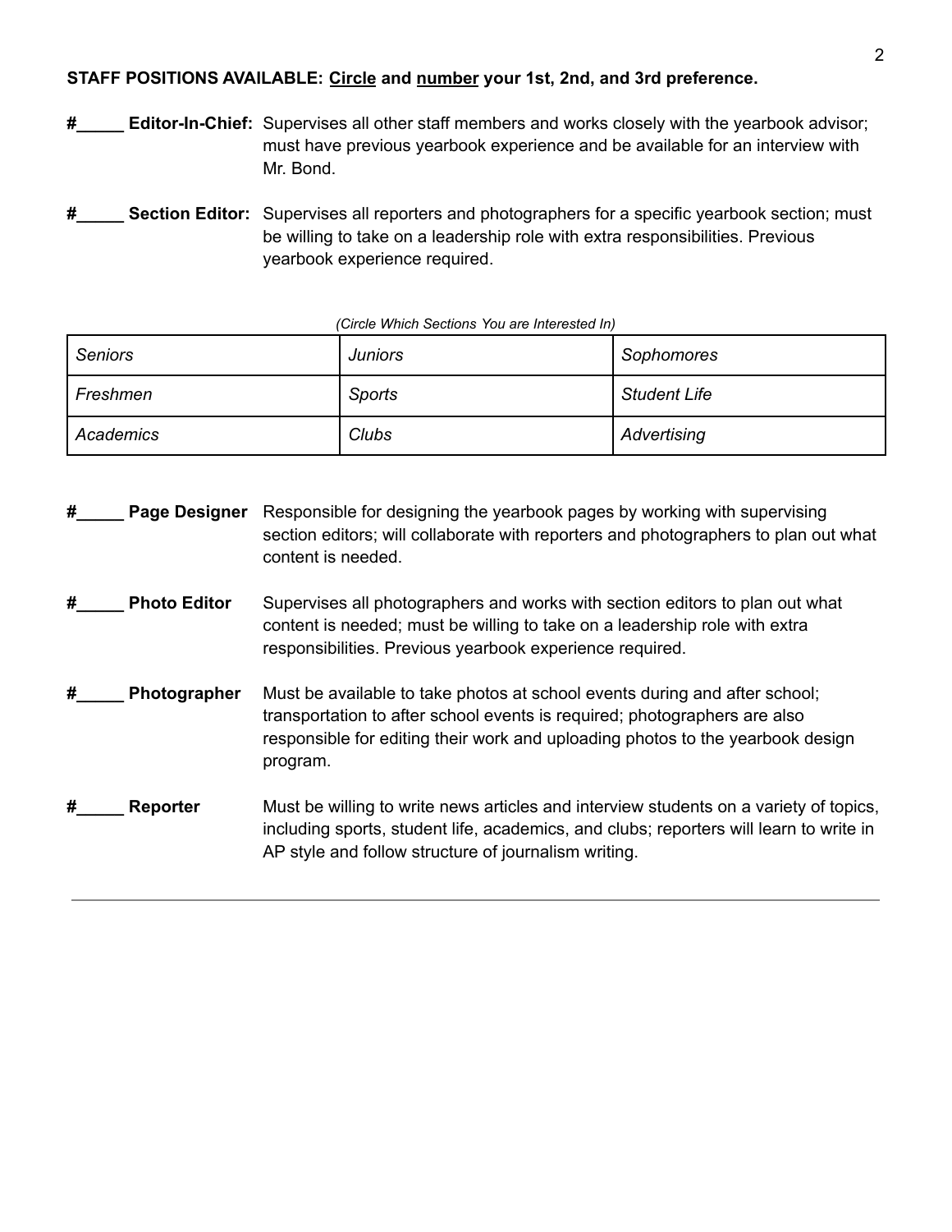**STAFF POSITIONS AVAILABLE: <u>Circle</u> and <u>number</u> your 1st, 2nd, and 3rd preference.**

**#_____ Editor-In-Chief:** Supervises all other staff members and works closely with the yearbook advisor; must have previous yearbook experience and be available for an interview with Mr. Bond.

**#_____ Section Editor:** Supervises all reporters and photographers for a specific yearbook section; must be willing to take on a leadership role with extra responsibilities. Previous yearbook experience required.

*(Circle Which Sections You are Interested In)*

| | | |
|---|---|---|
| *Seniors* | *Juniors* | *Sophomores* |
| *Freshmen* | *Sports* | *Student Life* |
| *Academics* | *Clubs* | *Advertising* |

**#_____ Page Designer** Responsible for designing the yearbook pages by working with supervising section editors; will collaborate with reporters and photographers to plan out what content is needed.

**#_____ Photo Editor** Supervises all photographers and works with section editors to plan out what content is needed; must be willing to take on a leadership role with extra responsibilities. Previous yearbook experience required.

**#_____ Photographer** Must be available to take photos at school events during and after school; transportation to after school events is required; photographers are also responsible for editing their work and uploading photos to the yearbook design program.

**#_____ Reporter** Must be willing to write news articles and interview students on a variety of topics, including sports, student life, academics, and clubs; reporters will learn to write in AP style and follow structure of journalism writing.

---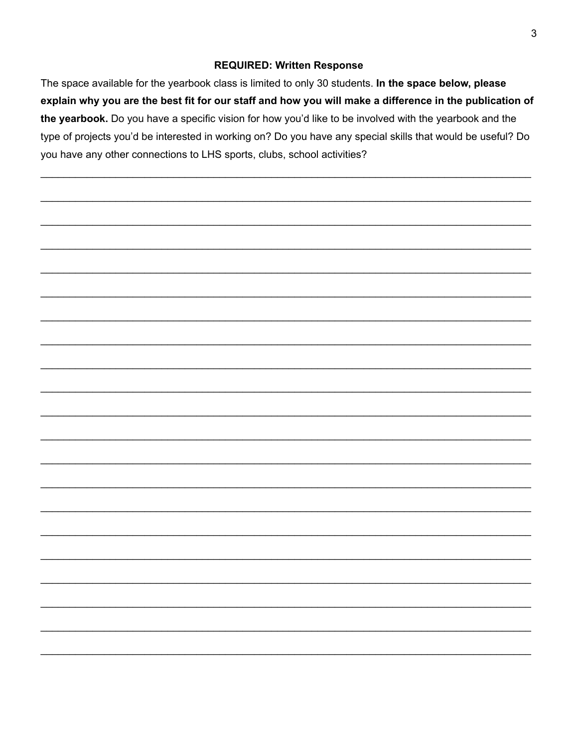**REQUIRED: Written Response**

The space available for the yearbook class is limited to only 30 students. **In the space below, please explain why you are the best fit for our staff and how you will make a difference in the publication of the yearbook.** Do you have a specific vision for how you'd like to be involved with the yearbook and the type of projects you'd be interested in working on? Do you have any special skills that would be useful? Do you have any other connections to LHS sports, clubs, school activities?

\_\_\_\_\_\_\_\_\_\_\_\_\_\_\_\_\_\_\_\_\_\_\_\_\_\_\_\_\_\_\_\_\_\_\_\_\_\_\_\_\_\_\_\_\_\_\_\_\_\_\_\_\_\_\_\_\_\_\_\_\_\_\_\_\_\_\_\_\_\_\_\_\_\_\_\_\_\_

\_\_\_\_\_\_\_\_\_\_\_\_\_\_\_\_\_\_\_\_\_\_\_\_\_\_\_\_\_\_\_\_\_\_\_\_\_\_\_\_\_\_\_\_\_\_\_\_\_\_\_\_\_\_\_\_\_\_\_\_\_\_\_\_\_\_\_\_\_\_\_\_\_\_\_\_\_\_

\_\_\_\_\_\_\_\_\_\_\_\_\_\_\_\_\_\_\_\_\_\_\_\_\_\_\_\_\_\_\_\_\_\_\_\_\_\_\_\_\_\_\_\_\_\_\_\_\_\_\_\_\_\_\_\_\_\_\_\_\_\_\_\_\_\_\_\_\_\_\_\_\_\_\_\_\_\_

\_\_\_\_\_\_\_\_\_\_\_\_\_\_\_\_\_\_\_\_\_\_\_\_\_\_\_\_\_\_\_\_\_\_\_\_\_\_\_\_\_\_\_\_\_\_\_\_\_\_\_\_\_\_\_\_\_\_\_\_\_\_\_\_\_\_\_\_\_\_\_\_\_\_\_\_\_\_

\_\_\_\_\_\_\_\_\_\_\_\_\_\_\_\_\_\_\_\_\_\_\_\_\_\_\_\_\_\_\_\_\_\_\_\_\_\_\_\_\_\_\_\_\_\_\_\_\_\_\_\_\_\_\_\_\_\_\_\_\_\_\_\_\_\_\_\_\_\_\_\_\_\_\_\_\_\_

\_\_\_\_\_\_\_\_\_\_\_\_\_\_\_\_\_\_\_\_\_\_\_\_\_\_\_\_\_\_\_\_\_\_\_\_\_\_\_\_\_\_\_\_\_\_\_\_\_\_\_\_\_\_\_\_\_\_\_\_\_\_\_\_\_\_\_\_\_\_\_\_\_\_\_\_\_\_

\_\_\_\_\_\_\_\_\_\_\_\_\_\_\_\_\_\_\_\_\_\_\_\_\_\_\_\_\_\_\_\_\_\_\_\_\_\_\_\_\_\_\_\_\_\_\_\_\_\_\_\_\_\_\_\_\_\_\_\_\_\_\_\_\_\_\_\_\_\_\_\_\_\_\_\_\_\_

\_\_\_\_\_\_\_\_\_\_\_\_\_\_\_\_\_\_\_\_\_\_\_\_\_\_\_\_\_\_\_\_\_\_\_\_\_\_\_\_\_\_\_\_\_\_\_\_\_\_\_\_\_\_\_\_\_\_\_\_\_\_\_\_\_\_\_\_\_\_\_\_\_\_\_\_\_\_

\_\_\_\_\_\_\_\_\_\_\_\_\_\_\_\_\_\_\_\_\_\_\_\_\_\_\_\_\_\_\_\_\_\_\_\_\_\_\_\_\_\_\_\_\_\_\_\_\_\_\_\_\_\_\_\_\_\_\_\_\_\_\_\_\_\_\_\_\_\_\_\_\_\_\_\_\_\_

\_\_\_\_\_\_\_\_\_\_\_\_\_\_\_\_\_\_\_\_\_\_\_\_\_\_\_\_\_\_\_\_\_\_\_\_\_\_\_\_\_\_\_\_\_\_\_\_\_\_\_\_\_\_\_\_\_\_\_\_\_\_\_\_\_\_\_\_\_\_\_\_\_\_\_\_\_\_

\_\_\_\_\_\_\_\_\_\_\_\_\_\_\_\_\_\_\_\_\_\_\_\_\_\_\_\_\_\_\_\_\_\_\_\_\_\_\_\_\_\_\_\_\_\_\_\_\_\_\_\_\_\_\_\_\_\_\_\_\_\_\_\_\_\_\_\_\_\_\_\_\_\_\_\_\_\_

\_\_\_\_\_\_\_\_\_\_\_\_\_\_\_\_\_\_\_\_\_\_\_\_\_\_\_\_\_\_\_\_\_\_\_\_\_\_\_\_\_\_\_\_\_\_\_\_\_\_\_\_\_\_\_\_\_\_\_\_\_\_\_\_\_\_\_\_\_\_\_\_\_\_\_\_\_\_

\_\_\_\_\_\_\_\_\_\_\_\_\_\_\_\_\_\_\_\_\_\_\_\_\_\_\_\_\_\_\_\_\_\_\_\_\_\_\_\_\_\_\_\_\_\_\_\_\_\_\_\_\_\_\_\_\_\_\_\_\_\_\_\_\_\_\_\_\_\_\_\_\_\_\_\_\_\_

\_\_\_\_\_\_\_\_\_\_\_\_\_\_\_\_\_\_\_\_\_\_\_\_\_\_\_\_\_\_\_\_\_\_\_\_\_\_\_\_\_\_\_\_\_\_\_\_\_\_\_\_\_\_\_\_\_\_\_\_\_\_\_\_\_\_\_\_\_\_\_\_\_\_\_\_\_\_

\_\_\_\_\_\_\_\_\_\_\_\_\_\_\_\_\_\_\_\_\_\_\_\_\_\_\_\_\_\_\_\_\_\_\_\_\_\_\_\_\_\_\_\_\_\_\_\_\_\_\_\_\_\_\_\_\_\_\_\_\_\_\_\_\_\_\_\_\_\_\_\_\_\_\_\_\_\_

\_\_\_\_\_\_\_\_\_\_\_\_\_\_\_\_\_\_\_\_\_\_\_\_\_\_\_\_\_\_\_\_\_\_\_\_\_\_\_\_\_\_\_\_\_\_\_\_\_\_\_\_\_\_\_\_\_\_\_\_\_\_\_\_\_\_\_\_\_\_\_\_\_\_\_\_\_\_

\_\_\_\_\_\_\_\_\_\_\_\_\_\_\_\_\_\_\_\_\_\_\_\_\_\_\_\_\_\_\_\_\_\_\_\_\_\_\_\_\_\_\_\_\_\_\_\_\_\_\_\_\_\_\_\_\_\_\_\_\_\_\_\_\_\_\_\_\_\_\_\_\_\_\_\_\_\_

\_\_\_\_\_\_\_\_\_\_\_\_\_\_\_\_\_\_\_\_\_\_\_\_\_\_\_\_\_\_\_\_\_\_\_\_\_\_\_\_\_\_\_\_\_\_\_\_\_\_\_\_\_\_\_\_\_\_\_\_\_\_\_\_\_\_\_\_\_\_\_\_\_\_\_\_\_\_

\_\_\_\_\_\_\_\_\_\_\_\_\_\_\_\_\_\_\_\_\_\_\_\_\_\_\_\_\_\_\_\_\_\_\_\_\_\_\_\_\_\_\_\_\_\_\_\_\_\_\_\_\_\_\_\_\_\_\_\_\_\_\_\_\_\_\_\_\_\_\_\_\_\_\_\_\_\_

\_\_\_\_\_\_\_\_\_\_\_\_\_\_\_\_\_\_\_\_\_\_\_\_\_\_\_\_\_\_\_\_\_\_\_\_\_\_\_\_\_\_\_\_\_\_\_\_\_\_\_\_\_\_\_\_\_\_\_\_\_\_\_\_\_\_\_\_\_\_\_\_\_\_\_\_\_\_

\_\_\_\_\_\_\_\_\_\_\_\_\_\_\_\_\_\_\_\_\_\_\_\_\_\_\_\_\_\_\_\_\_\_\_\_\_\_\_\_\_\_\_\_\_\_\_\_\_\_\_\_\_\_\_\_\_\_\_\_\_\_\_\_\_\_\_\_\_\_\_\_\_\_\_\_\_\_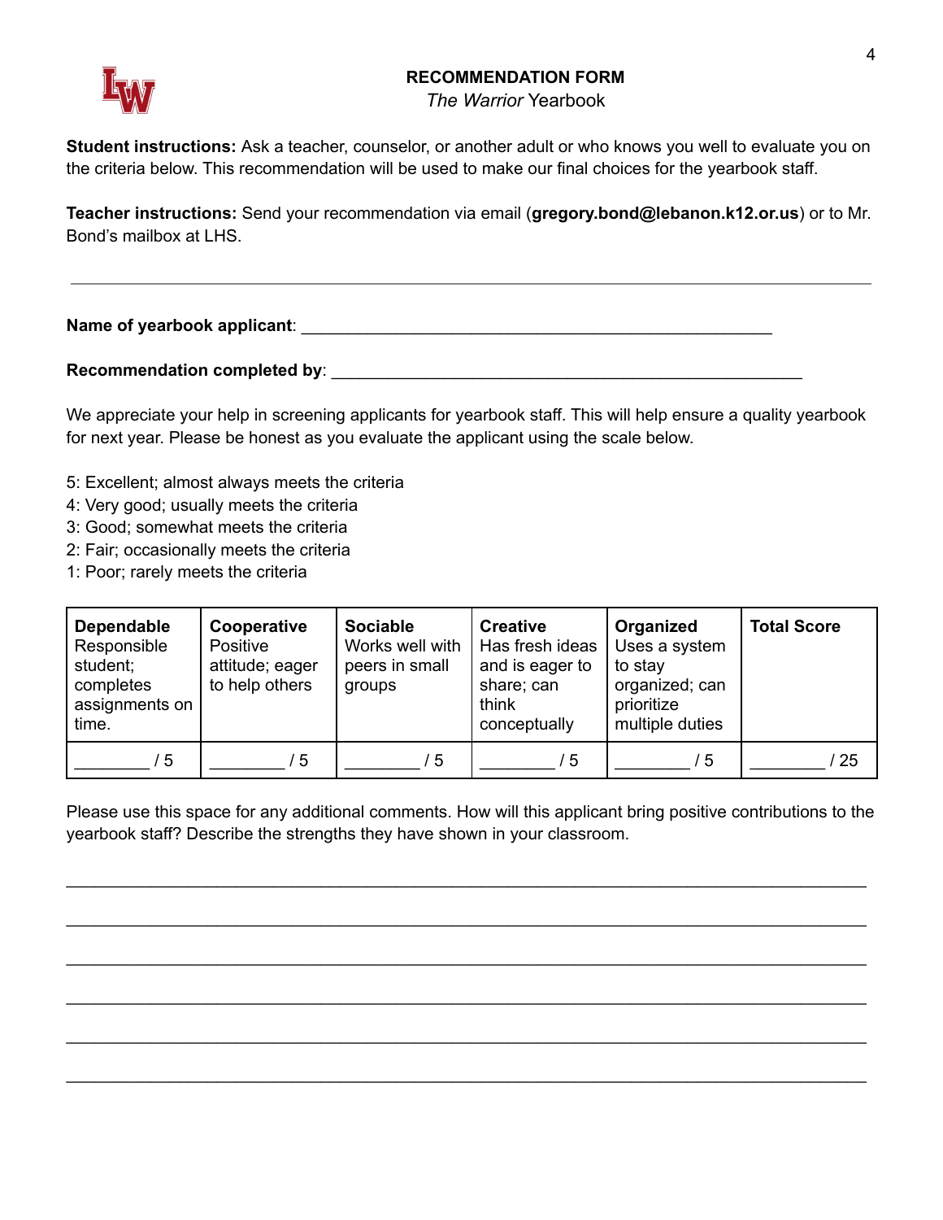# RECOMMENDATION FORM

*The Warrior* Yearbook

**Student instructions:** Ask a teacher, counselor, or another adult or who knows you well to evaluate you on the criteria below. This recommendation will be used to make our final choices for the yearbook staff.

**Teacher instructions:** Send your recommendation via email (**gregory.bond@lebanon.k12.or.us**) or to Mr. Bond's mailbox at LHS.

---

**Name of yearbook applicant**: ____________________________________________________

**Recommendation completed by**: ____________________________________________________

We appreciate your help in screening applicants for yearbook staff. This will help ensure a quality yearbook for next year. Please be honest as you evaluate the applicant using the scale below.

5: Excellent; almost always meets the criteria
4: Very good; usually meets the criteria
3: Good; somewhat meets the criteria
2: Fair; occasionally meets the criteria
1: Poor; rarely meets the criteria

| **Dependable** Responsible student; completes assignments on time. | **Cooperative** Positive attitude; eager to help others | **Sociable** Works well with peers in small groups | **Creative** Has fresh ideas and is eager to share; can think conceptually | **Organized** Uses a system to stay organized; can prioritize multiple duties | **Total Score** |
|---|---|---|---|---|---|
| ________ / 5 | ________ / 5 | ________ / 5 | ________ / 5 | ________ / 5 | ________ / 25 |

Please use this space for any additional comments. How will this applicant bring positive contributions to the yearbook staff? Describe the strengths they have shown in your classroom.

______________________________________________________________________________

______________________________________________________________________________

______________________________________________________________________________

______________________________________________________________________________

______________________________________________________________________________

______________________________________________________________________________